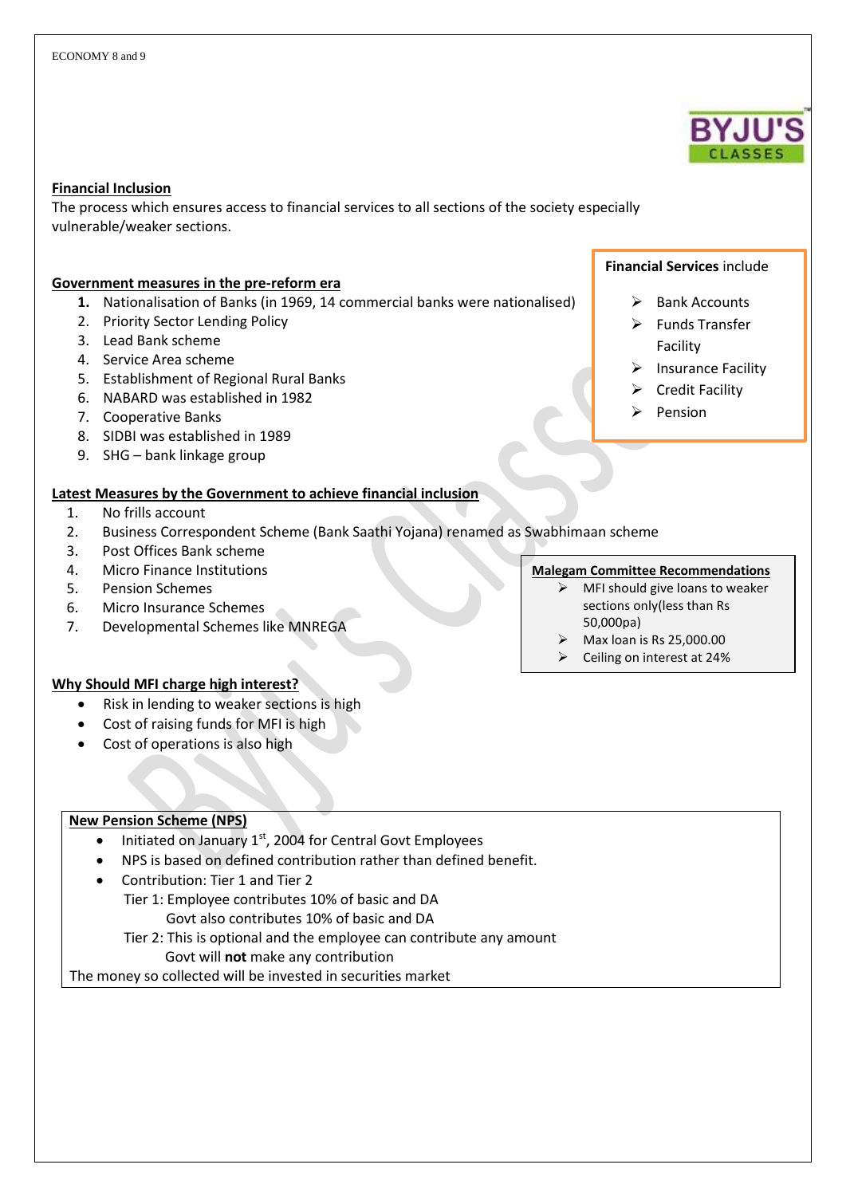## Financial Inclusion

The process which ensures access to financial services to all sections of the society especially vulnerable/weaker sections.

**Financial Services** include

- Bank Accounts
- Funds Transfer Facility
- Insurance Facility
- Credit Facility
- Pension

### Government measures in the pre-reform era

1. Nationalisation of Banks (in 1969, 14 commercial banks were nationalised)
2. Priority Sector Lending Policy
3. Lead Bank scheme
4. Service Area scheme
5. Establishment of Regional Rural Banks
6. NABARD was established in 1982
7. Cooperative Banks
8. SIDBI was established in 1989
9. SHG – bank linkage group

### Latest Measures by the Government to achieve financial inclusion

1. No frills account
2. Business Correspondent Scheme (Bank Saathi Yojana) renamed as Swabhimaan scheme
3. Post Offices Bank scheme
4. Micro Finance Institutions
5. Pension Schemes
6. Micro Insurance Schemes
7. Developmental Schemes like MNREGA

### Malegam Committee Recommendations

- MFI should give loans to weaker sections only(less than Rs 50,000pa)
- Max loan is Rs 25,000.00
- Ceiling on interest at 24%

### Why Should MFI charge high interest?

- Risk in lending to weaker sections is high
- Cost of raising funds for MFI is high
- Cost of operations is also high

### New Pension Scheme (NPS)

- Initiated on January 1st, 2004 for Central Govt Employees
- NPS is based on defined contribution rather than defined benefit.
- Contribution: Tier 1 and Tier 2

  Tier 1: Employee contributes 10% of basic and DA
  Govt also contributes 10% of basic and DA

  Tier 2: This is optional and the employee can contribute any amount
  Govt will **not** make any contribution

The money so collected will be invested in securities market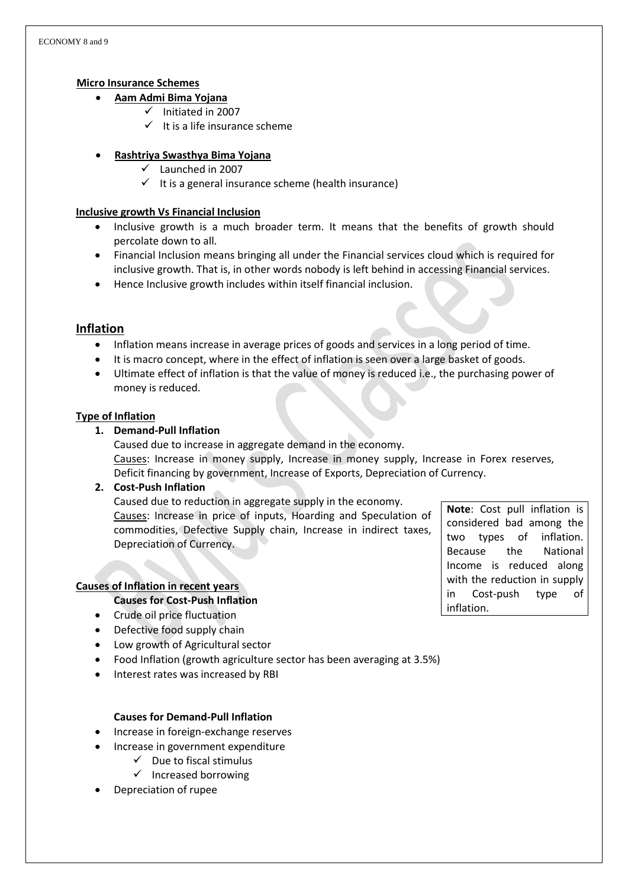**Micro Insurance Schemes**

- **Aam Admi Bima Yojana**
  - ✓ Initiated in 2007
  - ✓ It is a life insurance scheme

- **Rashtriya Swasthya Bima Yojana**
  - ✓ Launched in 2007
  - ✓ It is a general insurance scheme (health insurance)

**Inclusive growth Vs Financial Inclusion**

- Inclusive growth is a much broader term. It means that the benefits of growth should percolate down to all.
- Financial Inclusion means bringing all under the Financial services cloud which is required for inclusive growth. That is, in other words nobody is left behind in accessing Financial services.
- Hence Inclusive growth includes within itself financial inclusion.

## Inflation

- Inflation means increase in average prices of goods and services in a long period of time.
- It is macro concept, where in the effect of inflation is seen over a large basket of goods.
- Ultimate effect of inflation is that the value of money is reduced i.e., the purchasing power of money is reduced.

**Type of Inflation**

1. **Demand-Pull Inflation**
   Caused due to increase in aggregate demand in the economy.
   Causes: Increase in money supply, Increase in money supply, Increase in Forex reserves, Deficit financing by government, Increase of Exports, Depreciation of Currency.
2. **Cost-Push Inflation**
   Caused due to reduction in aggregate supply in the economy.
   Causes: Increase in price of inputs, Hoarding and Speculation of commodities, Defective Supply chain, Increase in indirect taxes, Depreciation of Currency.

**Note**: Cost pull inflation is considered bad among the two types of inflation. Because the National Income is reduced along with the reduction in supply in Cost-push type of inflation.

**Causes of Inflation in recent years**

**Causes for Cost-Push Inflation**

- Crude oil price fluctuation
- Defective food supply chain
- Low growth of Agricultural sector
- Food Inflation (growth agriculture sector has been averaging at 3.5%)
- Interest rates was increased by RBI

**Causes for Demand-Pull Inflation**

- Increase in foreign-exchange reserves
- Increase in government expenditure
  - ✓ Due to fiscal stimulus
  - ✓ Increased borrowing
- Depreciation of rupee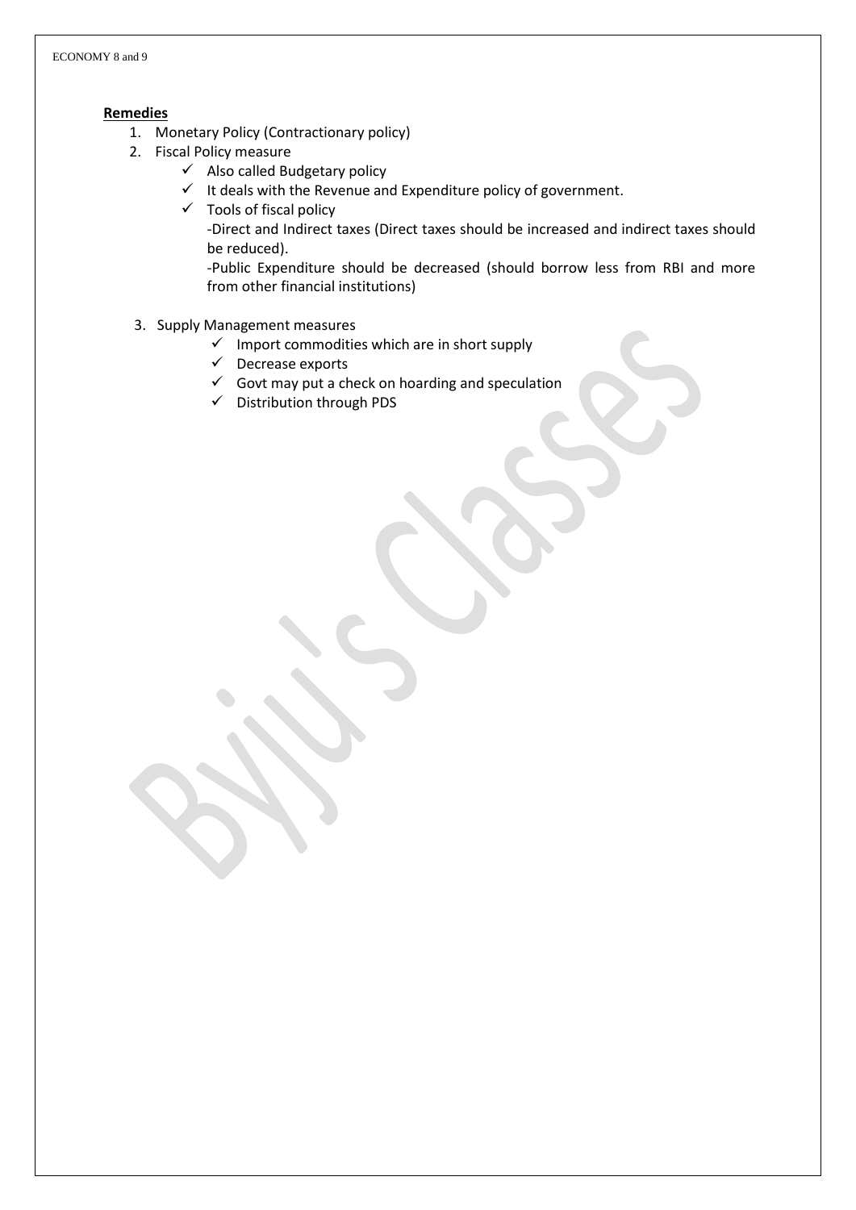**Remedies**

1. Monetary Policy (Contractionary policy)
2. Fiscal Policy measure
   - ✓ Also called Budgetary policy
   - ✓ It deals with the Revenue and Expenditure policy of government.
   - ✓ Tools of fiscal policy

     -Direct and Indirect taxes (Direct taxes should be increased and indirect taxes should be reduced).

     -Public Expenditure should be decreased (should borrow less from RBI and more from other financial institutions)

3. Supply Management measures
   - ✓ Import commodities which are in short supply
   - ✓ Decrease exports
   - ✓ Govt may put a check on hoarding and speculation
   - ✓ Distribution through PDS